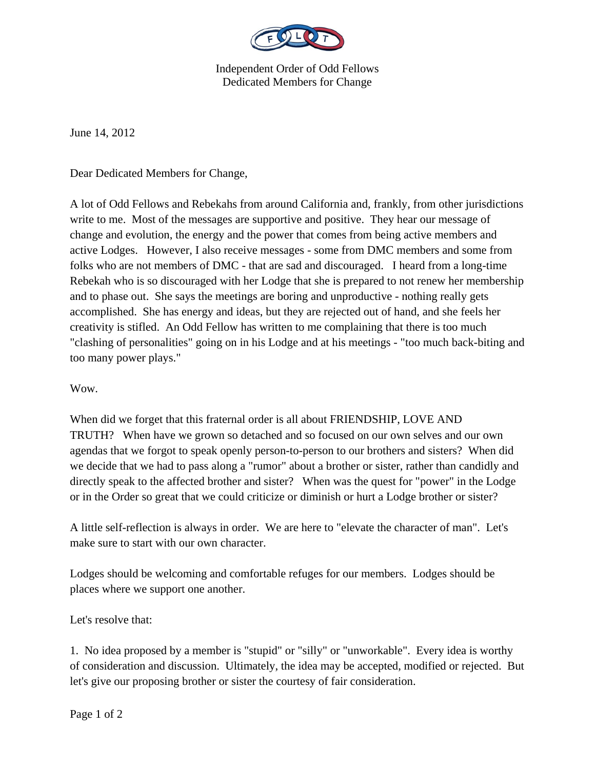Independent Order of Odd Fellows
Dedicated Members for Change

June 14, 2012

Dear Dedicated Members for Change,

A lot of Odd Fellows and Rebekahs from around California and, frankly, from other jurisdictions write to me. Most of the messages are supportive and positive. They hear our message of change and evolution, the energy and the power that comes from being active members and active Lodges. However, I also receive messages - some from DMC members and some from folks who are not members of DMC - that are sad and discouraged. I heard from a long-time Rebekah who is so discouraged with her Lodge that she is prepared to not renew her membership and to phase out. She says the meetings are boring and unproductive - nothing really gets accomplished. She has energy and ideas, but they are rejected out of hand, and she feels her creativity is stifled. An Odd Fellow has written to me complaining that there is too much "clashing of personalities" going on in his Lodge and at his meetings - "too much back-biting and too many power plays."

Wow.

When did we forget that this fraternal order is all about FRIENDSHIP, LOVE AND TRUTH? When have we grown so detached and so focused on our own selves and our own agendas that we forgot to speak openly person-to-person to our brothers and sisters? When did we decide that we had to pass along a "rumor" about a brother or sister, rather than candidly and directly speak to the affected brother and sister? When was the quest for "power" in the Lodge or in the Order so great that we could criticize or diminish or hurt a Lodge brother or sister?

A little self-reflection is always in order. We are here to "elevate the character of man". Let's make sure to start with our own character.

Lodges should be welcoming and comfortable refuges for our members. Lodges should be places where we support one another.

Let's resolve that:

1. No idea proposed by a member is "stupid" or "silly" or "unworkable". Every idea is worthy of consideration and discussion. Ultimately, the idea may be accepted, modified or rejected. But let's give our proposing brother or sister the courtesy of fair consideration.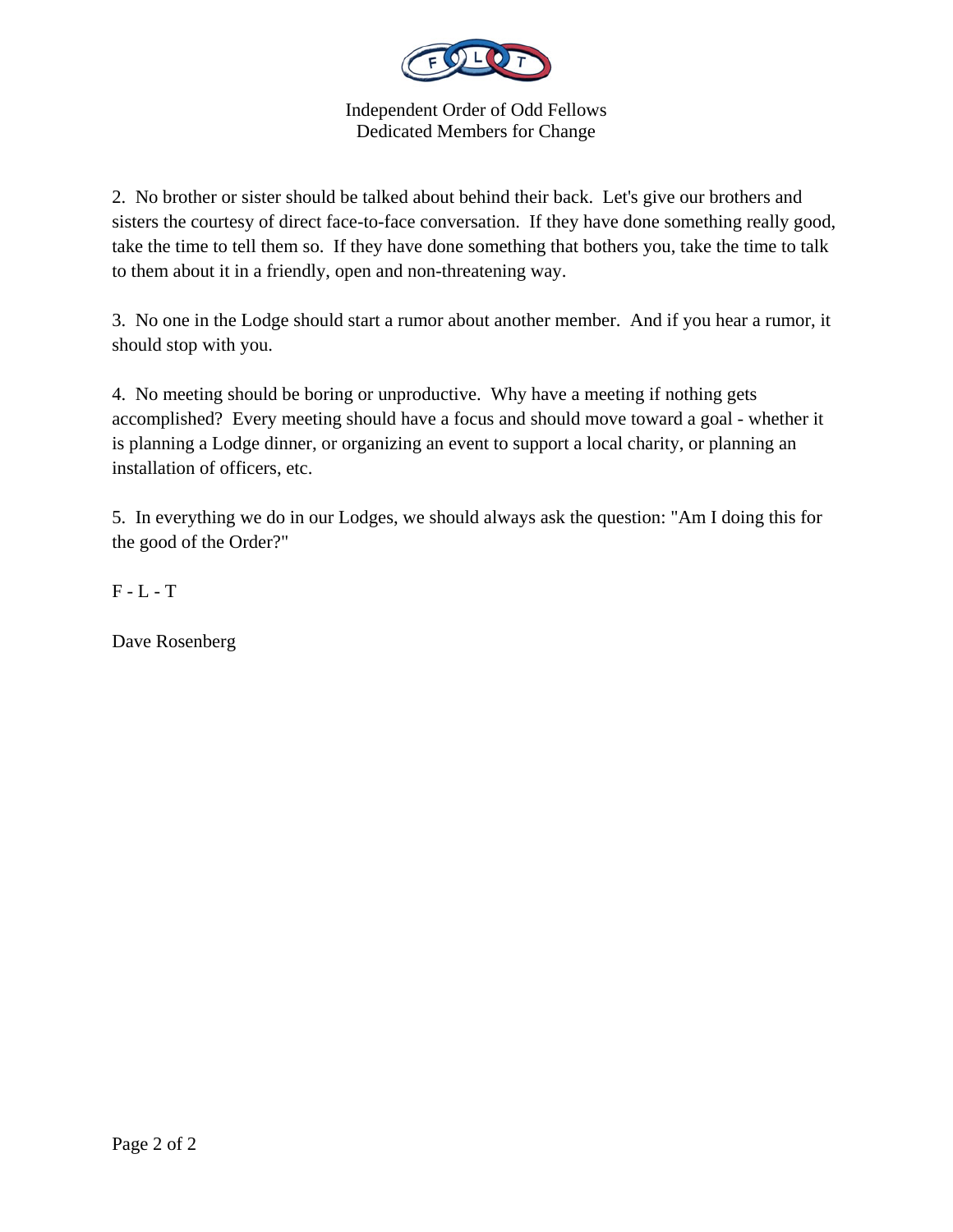Independent Order of Odd Fellows
Dedicated Members for Change

2.  No brother or sister should be talked about behind their back.  Let's give our brothers and sisters the courtesy of direct face-to-face conversation.  If they have done something really good, take the time to tell them so.  If they have done something that bothers you, take the time to talk to them about it in a friendly, open and non-threatening way.

3.  No one in the Lodge should start a rumor about another member.  And if you hear a rumor, it should stop with you.

4.  No meeting should be boring or unproductive.  Why have a meeting if nothing gets accomplished?  Every meeting should have a focus and should move toward a goal - whether it is planning a Lodge dinner, or organizing an event to support a local charity, or planning an installation of officers, etc.

5.  In everything we do in our Lodges, we should always ask the question: "Am I doing this for the good of the Order?"

F - L - T

Dave Rosenberg